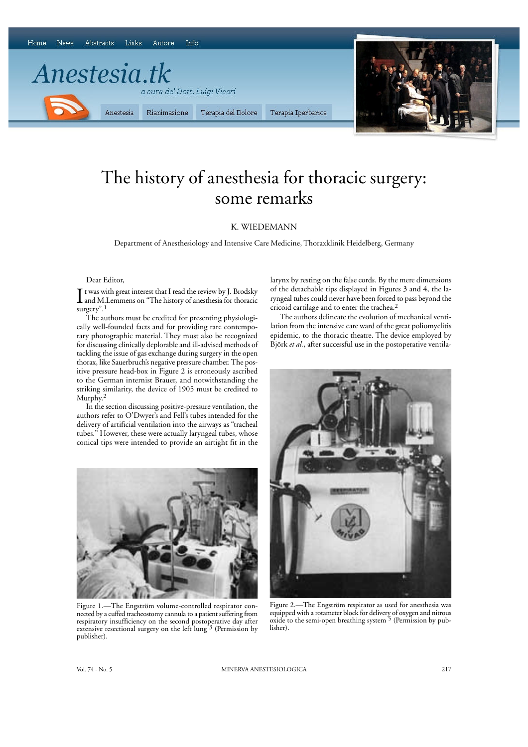# The history of anesthesia for thoracic surgery: some remarks

K. WIEDEMANN

Department of Anesthesiology and Intensive Care Medicine, Thoraxklinik Heidelberg, Germany

Dear Editor,

It was with great interest that I read the review by J. Brodsky and M.Lemmens on "The history of anesthesia for thoracic surgery".[1]

The authors must be credited for presenting physiologically well-founded facts and for providing rare contemporary photographic material. They must also be recognized for discussing clinically deplorable and ill-advised methods of tackling the issue of gas exchange during surgery in the open thorax, like Sauerbruch's negative pressure chamber. The positive pressure head-box in Figure 2 is erroneously ascribed to the German internist Brauer, and notwithstanding the striking similarity, the device of 1905 must be credited to Murphy.[2]

In the section discussing positive-pressure ventilation, the authors refer to O'Dwyer's and Fell's tubes intended for the delivery of artificial ventilation into the airways as "tracheal tubes." However, these were actually laryngeal tubes, whose conical tips were intended to provide an airtight fit in the larynx by resting on the false cords. By the mere dimensions of the detachable tips displayed in Figures 3 and 4, the laryngeal tubes could never have been forced to pass beyond the cricoid cartilage and to enter the trachea.[2]

The authors delineate the evolution of mechanical ventilation from the intensive care ward of the great poliomyelitis epidemic, to the thoracic theatre. The device employed by Björk *et al.*, after successful use in the postoperative ventila-

Figure 1.—The Engström volume-controlled respirator connected by a cuffed tracheostomy cannula to a patient suffering from respiratory insufficiency on the second postoperative day after extensive resectional surgery on the left lung [3] (Permission by publisher).

Figure 2.—The Engström respirator as used for anesthesia was equipped with a rotameter block for delivery of oxygen and nitrous oxide to the semi-open breathing system [5] (Permission by publisher).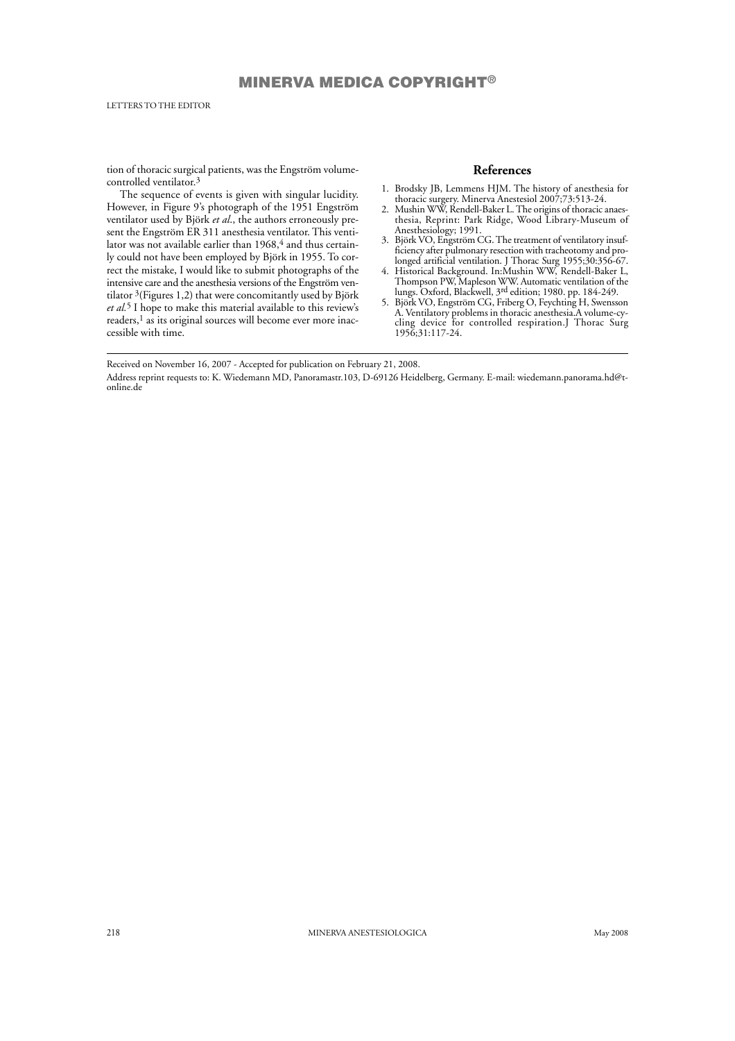tion of thoracic surgical patients, was the Engström volume-controlled ventilator.[3]

The sequence of events is given with singular lucidity. However, in Figure 9's photograph of the 1951 Engström ventilator used by Björk *et al.*, the authors erroneously present the Engström ER 311 anesthesia ventilator. This ventilator was not available earlier than 1968,[4] and thus certainly could not have been employed by Björk in 1955. To correct the mistake, I would like to submit photographs of the intensive care and the anesthesia versions of the Engström ventilator [3](Figures 1,2) that were concomitantly used by Björk *et al.*[5] I hope to make this material available to this review's readers,[1] as its original sources will become ever more inaccessible with time.

## References

1. Brodsky JB, Lemmens HJM. The history of anesthesia for thoracic surgery. Minerva Anestesiol 2007;73:513-24.
2. Mushin WW, Rendell-Baker L. The origins of thoracic anaesthesia, Reprint: Park Ridge, Wood Library-Museum of Anesthesiology; 1991.
3. Björk VO, Engström CG. The treatment of ventilatory insufficiency after pulmonary resection with tracheotomy and prolonged artificial ventilation. J Thorac Surg 1955;30:356-67.
4. Historical Background. In:Mushin WW, Rendell-Baker L, Thompson PW, Mapleson WW. Automatic ventilation of the lungs. Oxford, Blackwell, 3rd edition; 1980. pp. 184-249.
5. Björk VO, Engström CG, Friberg O, Feychting H, Swensson A. Ventilatory problems in thoracic anesthesia.A volume-cycling device for controlled respiration.J Thorac Surg 1956;31:117-24.

Received on November 16, 2007 - Accepted for publication on February 21, 2008.

Address reprint requests to: K. Wiedemann MD, Panoramastr.103, D-69126 Heidelberg, Germany. E-mail: wiedemann.panorama.hd@t-online.de